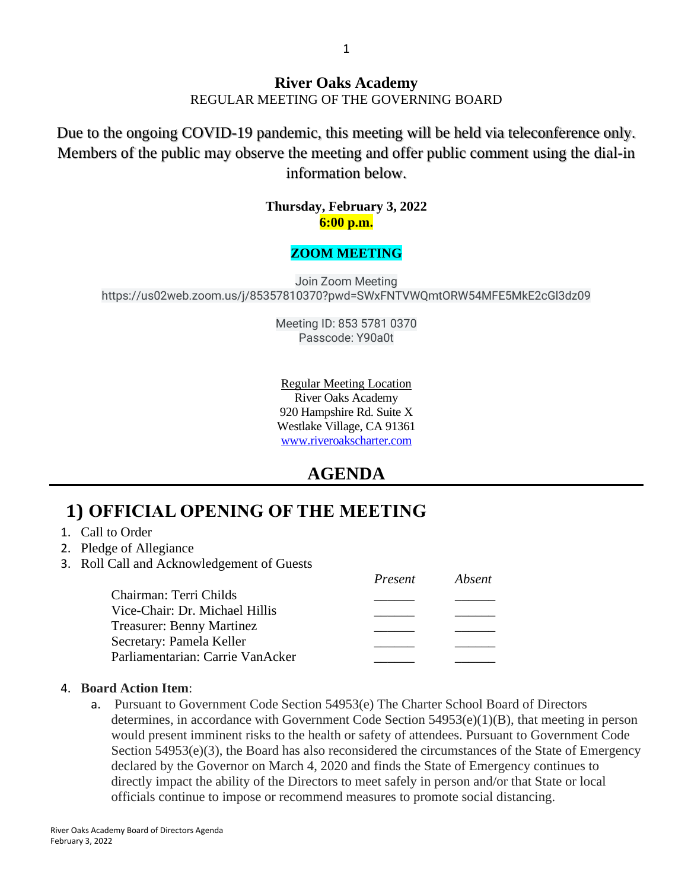# River Oaks Academy

REGULAR MEETING OF THE GOVERNING BOARD

Due to the ongoing COVID-19 pandemic, this meeting will be held via teleconference only. Members of the public may observe the meeting and offer public comment using the dial-in information below.

**Thursday, February 3, 2022**
**6:00 p.m.**

**ZOOM MEETING**

Join Zoom Meeting
https://us02web.zoom.us/j/85357810370?pwd=SWxFNTVWQmtORW54MFE5MkE2cGl3dz09

Meeting ID: 853 5781 0370
Passcode: Y90a0t

Regular Meeting Location
River Oaks Academy
920 Hampshire Rd. Suite X
Westlake Village, CA 91361
www.riveroakscharter.com

# AGENDA

## 1) OFFICIAL OPENING OF THE MEETING

1. Call to Order
2. Pledge of Allegiance
3. Roll Call and Acknowledgement of Guests

| | *Present* | *Absent* |
|---|---|---|
| Chairman: Terri Childs | ______ | ______ |
| Vice-Chair: Dr. Michael Hillis | ______ | ______ |
| Treasurer: Benny Martinez | ______ | ______ |
| Secretary: Pamela Keller | ______ | ______ |
| Parliamentarian: Carrie VanAcker | ______ | ______ |

4. **Board Action Item**:
   a. Pursuant to Government Code Section 54953(e) The Charter School Board of Directors determines, in accordance with Government Code Section 54953(e)(1)(B), that meeting in person would present imminent risks to the health or safety of attendees. Pursuant to Government Code Section 54953(e)(3), the Board has also reconsidered the circumstances of the State of Emergency declared by the Governor on March 4, 2020 and finds the State of Emergency continues to directly impact the ability of the Directors to meet safely in person and/or that State or local officials continue to impose or recommend measures to promote social distancing.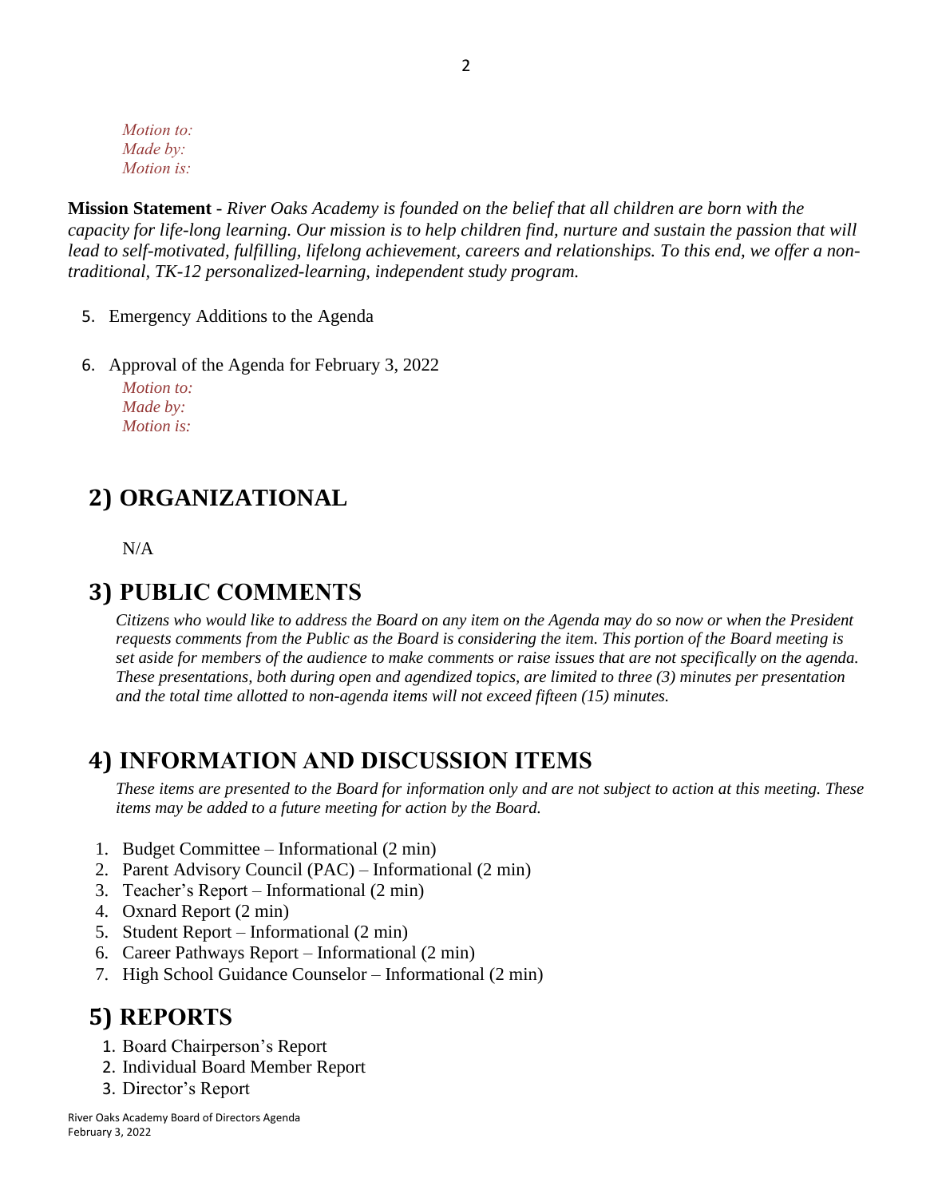*Motion to:*
*Made by:*
*Motion is:*

**Mission Statement** - *River Oaks Academy is founded on the belief that all children are born with the capacity for life-long learning. Our mission is to help children find, nurture and sustain the passion that will lead to self-motivated, fulfilling, lifelong achievement, careers and relationships. To this end, we offer a non-traditional, TK-12 personalized-learning, independent study program.*

5. Emergency Additions to the Agenda

6. Approval of the Agenda for February 3, 2022

   *Motion to:*
   *Made by:*
   *Motion is:*

## 2) ORGANIZATIONAL

N/A

## 3) PUBLIC COMMENTS

*Citizens who would like to address the Board on any item on the Agenda may do so now or when the President requests comments from the Public as the Board is considering the item. This portion of the Board meeting is set aside for members of the audience to make comments or raise issues that are not specifically on the agenda. These presentations, both during open and agendized topics, are limited to three (3) minutes per presentation and the total time allotted to non-agenda items will not exceed fifteen (15) minutes.*

## 4) INFORMATION AND DISCUSSION ITEMS

*These items are presented to the Board for information only and are not subject to action at this meeting. These items may be added to a future meeting for action by the Board.*

1. Budget Committee – Informational (2 min)
2. Parent Advisory Council (PAC) – Informational (2 min)
3. Teacher's Report – Informational (2 min)
4. Oxnard Report (2 min)
5. Student Report – Informational (2 min)
6. Career Pathways Report – Informational (2 min)
7. High School Guidance Counselor – Informational (2 min)

## 5) REPORTS

1. Board Chairperson's Report
2. Individual Board Member Report
3. Director's Report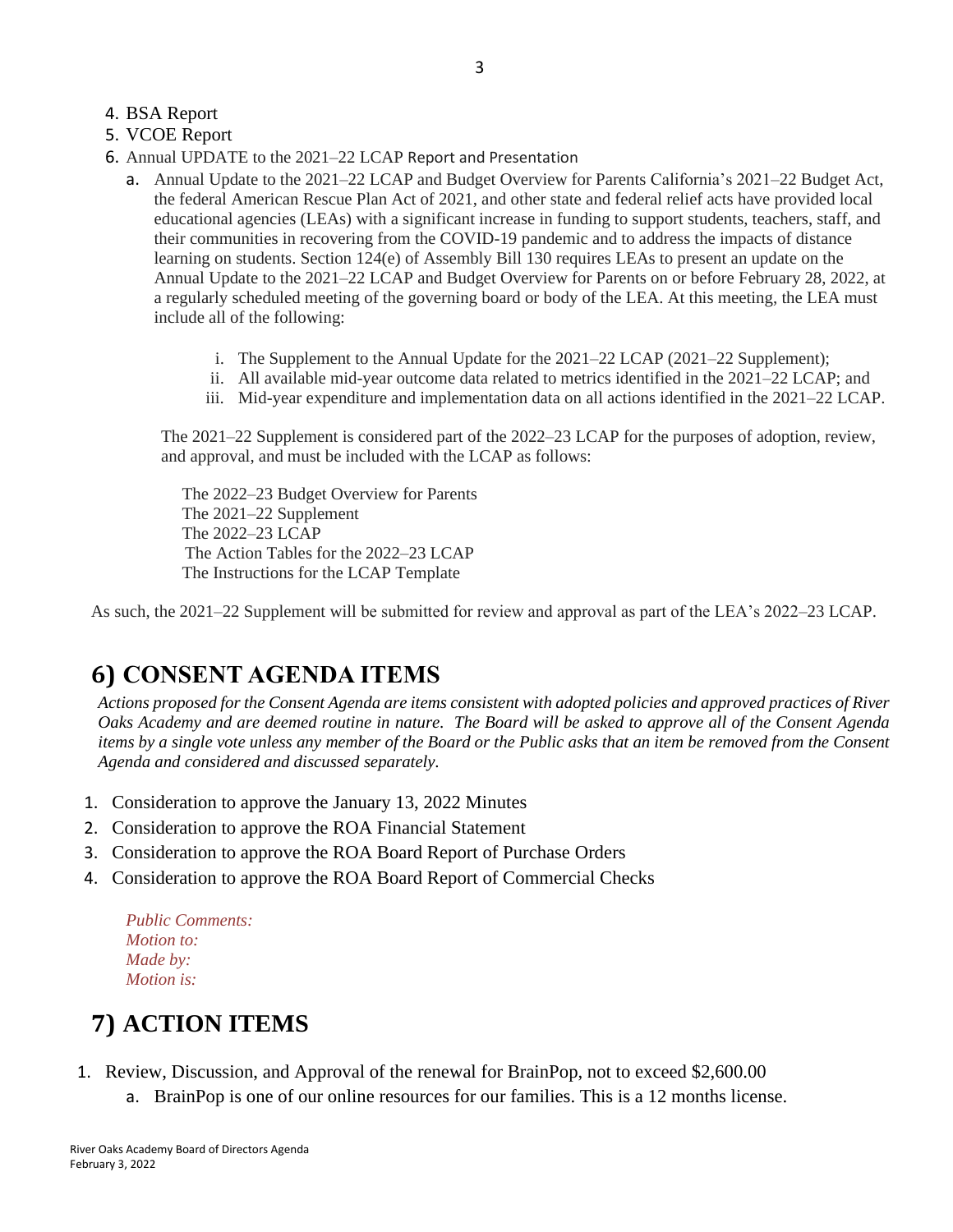4. BSA Report
5. VCOE Report
6. Annual UPDATE to the 2021–22 LCAP Report and Presentation
   a. Annual Update to the 2021–22 LCAP and Budget Overview for Parents California's 2021–22 Budget Act, the federal American Rescue Plan Act of 2021, and other state and federal relief acts have provided local educational agencies (LEAs) with a significant increase in funding to support students, teachers, staff, and their communities in recovering from the COVID-19 pandemic and to address the impacts of distance learning on students. Section 124(e) of Assembly Bill 130 requires LEAs to present an update on the Annual Update to the 2021–22 LCAP and Budget Overview for Parents on or before February 28, 2022, at a regularly scheduled meeting of the governing board or body of the LEA. At this meeting, the LEA must include all of the following:

      i. The Supplement to the Annual Update for the 2021–22 LCAP (2021–22 Supplement);
      ii. All available mid-year outcome data related to metrics identified in the 2021–22 LCAP; and
      iii. Mid-year expenditure and implementation data on all actions identified in the 2021–22 LCAP.

   The 2021–22 Supplement is considered part of the 2022–23 LCAP for the purposes of adoption, review, and approval, and must be included with the LCAP as follows:

   The 2022–23 Budget Overview for Parents
   The 2021–22 Supplement
   The 2022–23 LCAP
   The Action Tables for the 2022–23 LCAP
   The Instructions for the LCAP Template

As such, the 2021–22 Supplement will be submitted for review and approval as part of the LEA's 2022–23 LCAP.

## 6) CONSENT AGENDA ITEMS

*Actions proposed for the Consent Agenda are items consistent with adopted policies and approved practices of River Oaks Academy and are deemed routine in nature. The Board will be asked to approve all of the Consent Agenda items by a single vote unless any member of the Board or the Public asks that an item be removed from the Consent Agenda and considered and discussed separately.*

1. Consideration to approve the January 13, 2022 Minutes
2. Consideration to approve the ROA Financial Statement
3. Consideration to approve the ROA Board Report of Purchase Orders
4. Consideration to approve the ROA Board Report of Commercial Checks

*Public Comments:*
*Motion to:*
*Made by:*
*Motion is:*

## 7) ACTION ITEMS

1. Review, Discussion, and Approval of the renewal for BrainPop, not to exceed $2,600.00
   a. BrainPop is one of our online resources for our families. This is a 12 months license.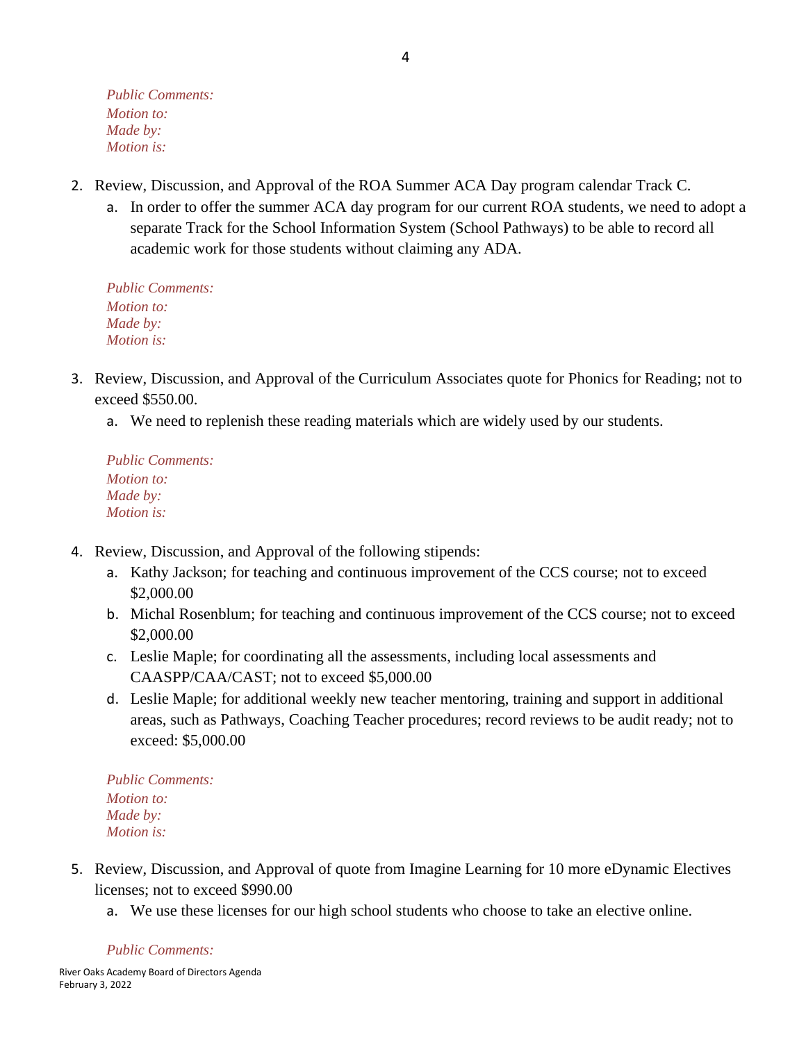*Public Comments:*
*Motion to:*
*Made by:*
*Motion is:*

2. Review, Discussion, and Approval of the ROA Summer ACA Day program calendar Track C.
   a. In order to offer the summer ACA day program for our current ROA students, we need to adopt a separate Track for the School Information System (School Pathways) to be able to record all academic work for those students without claiming any ADA.

   *Public Comments:*
   *Motion to:*
   *Made by:*
   *Motion is:*

3. Review, Discussion, and Approval of the Curriculum Associates quote for Phonics for Reading; not to exceed $550.00.
   a. We need to replenish these reading materials which are widely used by our students.

   *Public Comments:*
   *Motion to:*
   *Made by:*
   *Motion is:*

4. Review, Discussion, and Approval of the following stipends:
   a. Kathy Jackson; for teaching and continuous improvement of the CCS course; not to exceed $2,000.00
   b. Michal Rosenblum; for teaching and continuous improvement of the CCS course; not to exceed $2,000.00
   c. Leslie Maple; for coordinating all the assessments, including local assessments and CAASPP/CAA/CAST; not to exceed $5,000.00
   d. Leslie Maple; for additional weekly new teacher mentoring, training and support in additional areas, such as Pathways, Coaching Teacher procedures; record reviews to be audit ready; not to exceed: $5,000.00

   *Public Comments:*
   *Motion to:*
   *Made by:*
   *Motion is:*

5. Review, Discussion, and Approval of quote from Imagine Learning for 10 more eDynamic Electives licenses; not to exceed $990.00
   a. We use these licenses for our high school students who choose to take an elective online.

   *Public Comments:*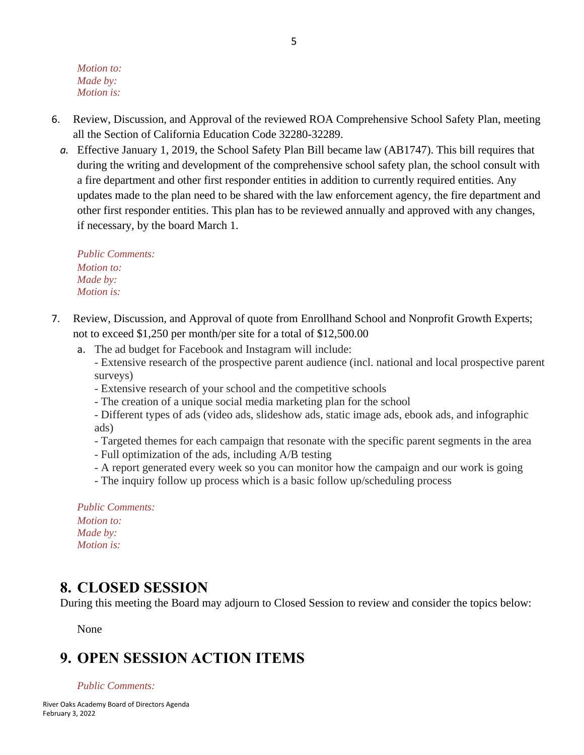*Motion to:*
*Made by:*
*Motion is:*

6. Review, Discussion, and Approval of the reviewed ROA Comprehensive School Safety Plan, meeting all the Section of California Education Code 32280-32289.
   a. Effective January 1, 2019, the School Safety Plan Bill became law (AB1747). This bill requires that during the writing and development of the comprehensive school safety plan, the school consult with a fire department and other first responder entities in addition to currently required entities. Any updates made to the plan need to be shared with the law enforcement agency, the fire department and other first responder entities. This plan has to be reviewed annually and approved with any changes, if necessary, by the board March 1.

   *Public Comments:*
   *Motion to:*
   *Made by:*
   *Motion is:*

7. Review, Discussion, and Approval of quote from Enrollhand School and Nonprofit Growth Experts; not to exceed $1,250 per month/per site for a total of $12,500.00
   a. The ad budget for Facebook and Instagram will include:
      - Extensive research of the prospective parent audience (incl. national and local prospective parent surveys)
      - Extensive research of your school and the competitive schools
      - The creation of a unique social media marketing plan for the school
      - Different types of ads (video ads, slideshow ads, static image ads, ebook ads, and infographic ads)
      - Targeted themes for each campaign that resonate with the specific parent segments in the area
      - Full optimization of the ads, including A/B testing
      - A report generated every week so you can monitor how the campaign and our work is going
      - The inquiry follow up process which is a basic follow up/scheduling process

   *Public Comments:*
   *Motion to:*
   *Made by:*
   *Motion is:*

# 8. CLOSED SESSION

During this meeting the Board may adjourn to Closed Session to review and consider the topics below:

None

# 9. OPEN SESSION ACTION ITEMS

*Public Comments:*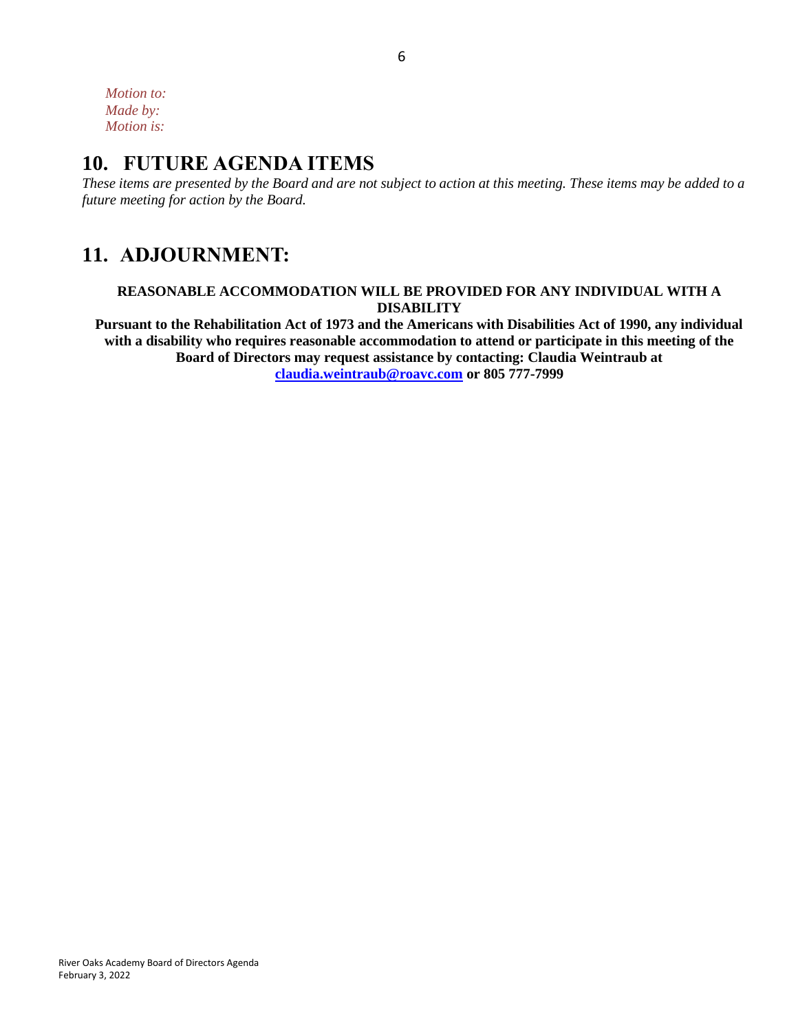*Motion to:*
*Made by:*
*Motion is:*

# 10. FUTURE AGENDA ITEMS

*These items are presented by the Board and are not subject to action at this meeting. These items may be added to a future meeting for action by the Board.*

# 11. ADJOURNMENT:

**REASONABLE ACCOMMODATION WILL BE PROVIDED FOR ANY INDIVIDUAL WITH A DISABILITY**

**Pursuant to the Rehabilitation Act of 1973 and the Americans with Disabilities Act of 1990, any individual with a disability who requires reasonable accommodation to attend or participate in this meeting of the Board of Directors may request assistance by contacting: Claudia Weintraub at [claudia.weintraub@roavc.com](mailto:claudia.weintraub@roavc.com) or 805 777-7999**